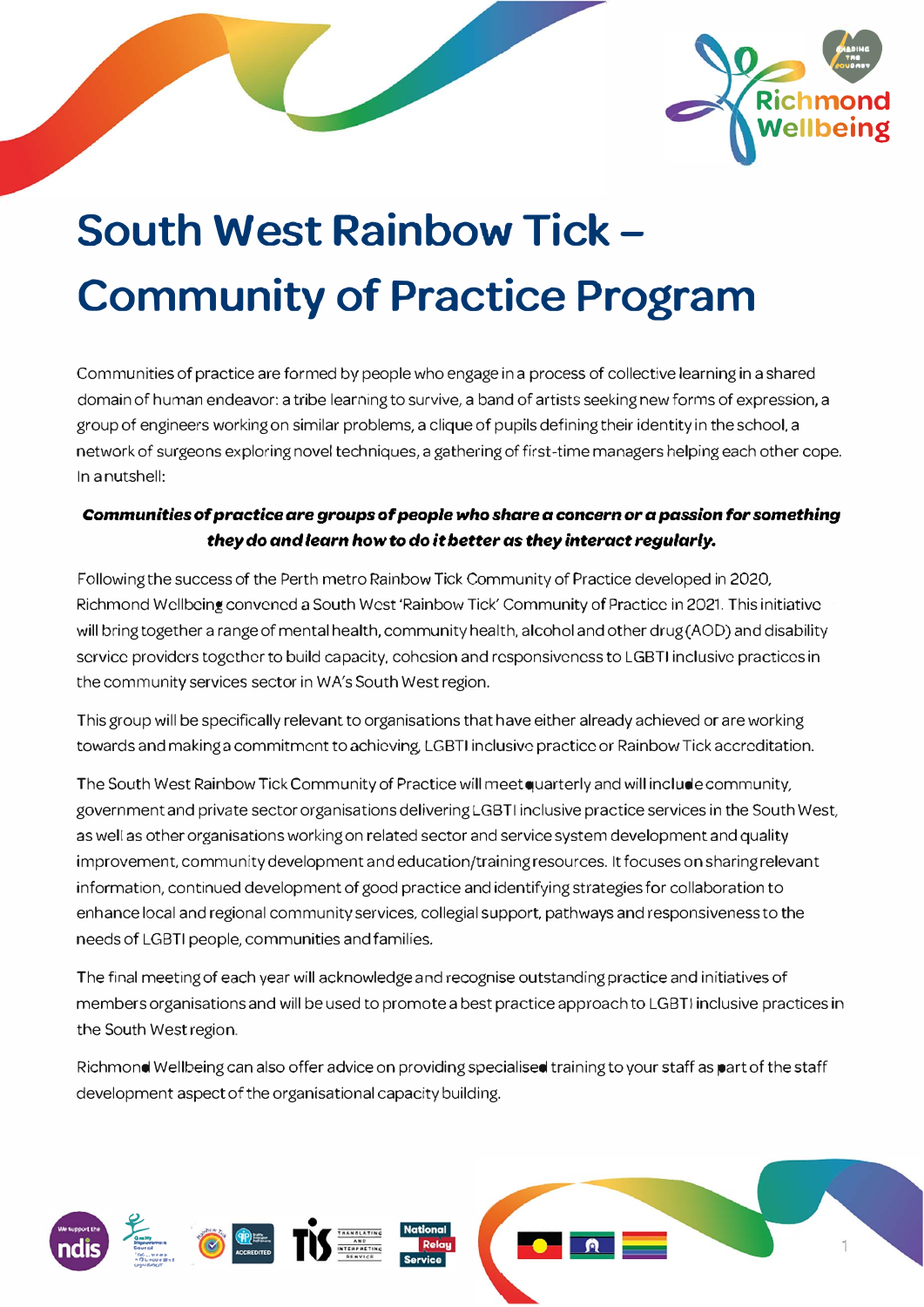# South West Rainbow Tick – Community of Practice Program

Communities of practice are formed by people who engage in a process of collective learning in a shared domain of human endeavor: a tribe learning to survive, a band of artists seeking new forms of expression, a group of engineers working on similar problems, a clique of pupils defining their identity in the school, a network of surgeons exploring novel techniques, a gathering of first-time managers helping each other cope. In a nutshell:

***Communities of practice are groups of people who share a concern or a passion for something they do and learn how to do it better as they interact regularly.***

Following the success of the Perth metro Rainbow Tick Community of Practice developed in 2020, Richmond Wellbeing convened a South West 'Rainbow Tick' Community of Practice in 2021. This initiative will bring together a range of mental health, community health, alcohol and other drug (AOD) and disability service providers together to build capacity, cohesion and responsiveness to LGBTI inclusive practices in the community services sector in WA's South West region.

This group will be specifically relevant to organisations that have either already achieved or are working towards and making a commitment to achieving LGBTI inclusive practice or Rainbow Tick accreditation.

The South West Rainbow Tick Community of Practice will meet quarterly and will include community, government and private sector organisations delivering LGBTI inclusive practice services in the South West, as well as other organisations working on related sector and service system development and quality improvement, community development and education/training resources. It focuses on sharing relevant information, continued development of good practice and identifying strategies for collaboration to enhance local and regional community services, collegial support, pathways and responsiveness to the needs of LGBTI people, communities and families.

The final meeting of each year will acknowledge and recognise outstanding practice and initiatives of members organisations and will be used to promote a best practice approach to LGBTI inclusive practices in the South West region.

Richmond Wellbeing can also offer advice on providing specialised training to your staff as part of the staff development aspect of the organisational capacity building.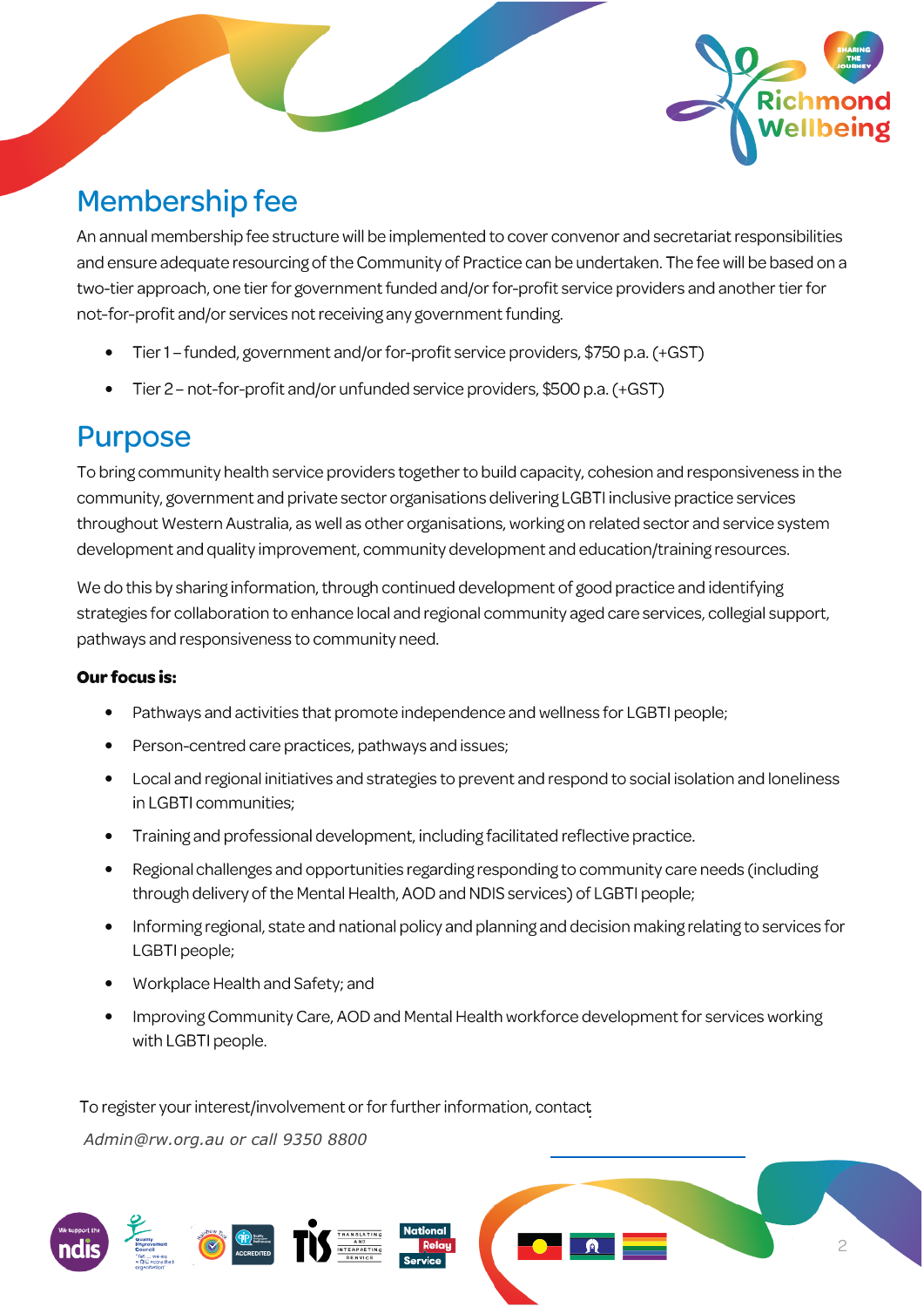## Membership fee

An annual membership fee structure will be implemented to cover convenor and secretariat responsibilities and ensure adequate resourcing of the Community of Practice can be undertaken. The fee will be based on a two-tier approach, one tier for government funded and/or for-profit service providers and another tier for not-for-profit and/or services not receiving any government funding.

- Tier 1 – funded, government and/or for-profit service providers, $750 p.a. (+GST)
- Tier 2 – not-for-profit and/or unfunded service providers, $500 p.a. (+GST)

## Purpose

To bring community health service providers together to build capacity, cohesion and responsiveness in the community, government and private sector organisations delivering LGBTI inclusive practice services throughout Western Australia, as well as other organisations, working on related sector and service system development and quality improvement, community development and education/training resources.

We do this by sharing information, through continued development of good practice and identifying strategies for collaboration to enhance local and regional community aged care services, collegial support, pathways and responsiveness to community need.

**Our focus is:**

- Pathways and activities that promote independence and wellness for LGBTI people;
- Person-centred care practices, pathways and issues;
- Local and regional initiatives and strategies to prevent and respond to social isolation and loneliness in LGBTI communities;
- Training and professional development, including facilitated reflective practice.
- Regional challenges and opportunities regarding responding to community care needs (including through delivery of the Mental Health, AOD and NDIS services) of LGBTI people;
- Informing regional, state and national policy and planning and decision making relating to services for LGBTI people;
- Workplace Health and Safety; and
- Improving Community Care, AOD and Mental Health workforce development for services working with LGBTI people.

To register your interest/involvement or for further information, contact

*Admin@rw.org.au or call 9350 8800*